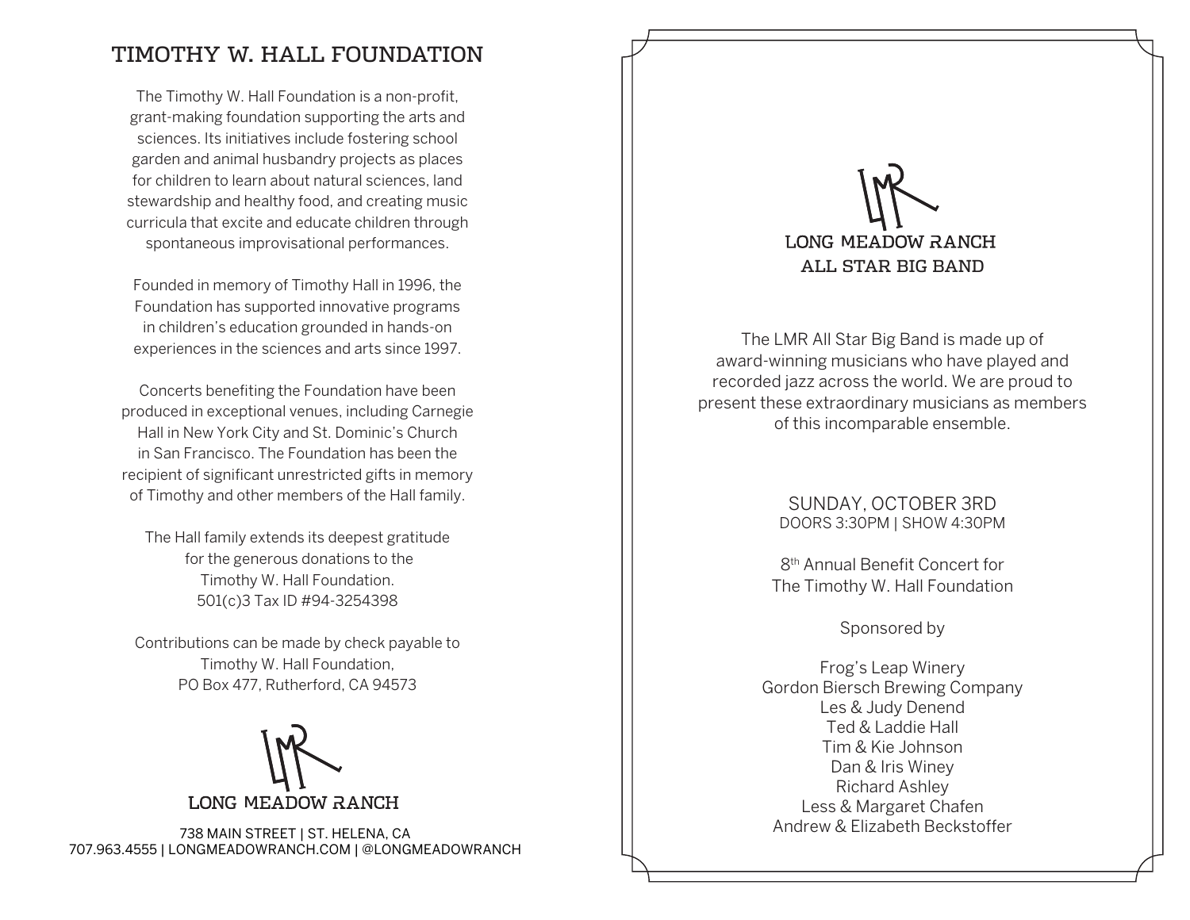# TIMOTHY W. HALL FOUNDATION

The Timothy W. Hall Foundation is a non-profit, grant-making foundation supporting the arts and sciences. Its initiatives include fostering school garden and animal husbandry projects as places for children to learn about natural sciences, land stewardship and healthy food, and creating music curricula that excite and educate children through spontaneous improvisational performances.

Founded in memory of Timothy Hall in 1996, the Foundation has supported innovative programs in children's education grounded in hands-on experiences in the sciences and arts since 1997.

Concerts benefiting the Foundation have been produced in exceptional venues, including Carnegie Hall in New York City and St. Dominic's Church in San Francisco. The Foundation has been the recipient of significant unrestricted gifts in memory of Timothy and other members of the Hall family.

The Hall family extends its deepest gratitude for the generous donations to the Timothy W. Hall Foundation.
501(c)3 Tax ID #94-3254398

Contributions can be made by check payable to Timothy W. Hall Foundation,
PO Box 477, Rutherford, CA 94573

LONG MEADOW RANCH

738 MAIN STREET | ST. HELENA, CA
707.963.4555 | LONGMEADOWRANCH.COM | @LONGMEADOWRANCH

# LONG MEADOW RANCH ALL STAR BIG BAND

The LMR All Star Big Band is made up of award-winning musicians who have played and recorded jazz across the world. We are proud to present these extraordinary musicians as members of this incomparable ensemble.

SUNDAY, OCTOBER 3RD
DOORS 3:30PM | SHOW 4:30PM

8th Annual Benefit Concert for
The Timothy W. Hall Foundation

Sponsored by

Frog's Leap Winery
Gordon Biersch Brewing Company
Les & Judy Denend
Ted & Laddie Hall
Tim & Kie Johnson
Dan & Iris Winey
Richard Ashley
Less & Margaret Chafen
Andrew & Elizabeth Beckstoffer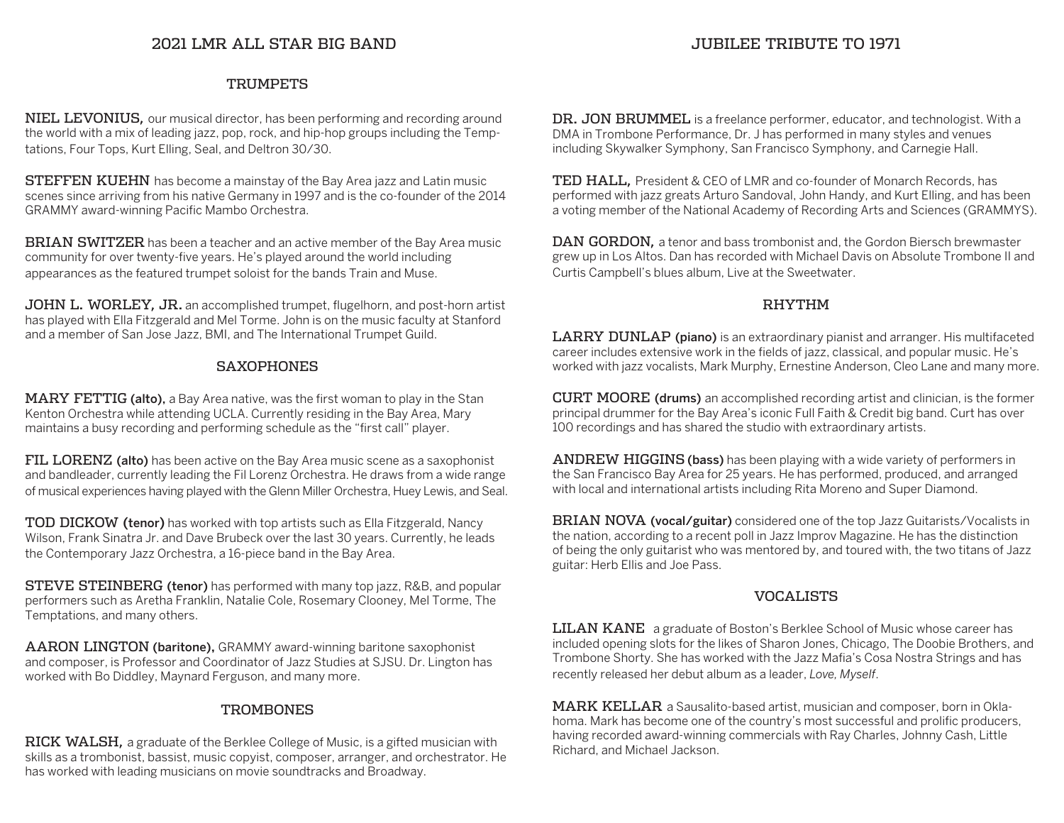## 2021 LMR ALL STAR BIG BAND

## JUBILEE TRIBUTE TO 1971

### TRUMPETS

**NIEL LEVONIUS,** our musical director, has been performing and recording around the world with a mix of leading jazz, pop, rock, and hip-hop groups including the Temptations, Four Tops, Kurt Elling, Seal, and Deltron 30/30.

**STEFFEN KUEHN** has become a mainstay of the Bay Area jazz and Latin music scenes since arriving from his native Germany in 1997 and is the co-founder of the 2014 GRAMMY award-winning Pacific Mambo Orchestra.

**BRIAN SWITZER** has been a teacher and an active member of the Bay Area music community for over twenty-five years. He's played around the world including appearances as the featured trumpet soloist for the bands Train and Muse.

**JOHN L. WORLEY, JR.** an accomplished trumpet, flugelhorn, and post-horn artist has played with Ella Fitzgerald and Mel Torme. John is on the music faculty at Stanford and a member of San Jose Jazz, BMI, and The International Trumpet Guild.

### SAXOPHONES

**MARY FETTIG (alto),** a Bay Area native, was the first woman to play in the Stan Kenton Orchestra while attending UCLA. Currently residing in the Bay Area, Mary maintains a busy recording and performing schedule as the "first call" player.

**FIL LORENZ (alto)** has been active on the Bay Area music scene as a saxophonist and bandleader, currently leading the Fil Lorenz Orchestra. He draws from a wide range of musical experiences having played with the Glenn Miller Orchestra, Huey Lewis, and Seal.

**TOD DICKOW (tenor)** has worked with top artists such as Ella Fitzgerald, Nancy Wilson, Frank Sinatra Jr. and Dave Brubeck over the last 30 years. Currently, he leads the Contemporary Jazz Orchestra, a 16-piece band in the Bay Area.

**STEVE STEINBERG (tenor)** has performed with many top jazz, R&B, and popular performers such as Aretha Franklin, Natalie Cole, Rosemary Clooney, Mel Torme, The Temptations, and many others.

**AARON LINGTON (baritone),** GRAMMY award-winning baritone saxophonist and composer, is Professor and Coordinator of Jazz Studies at SJSU. Dr. Lington has worked with Bo Diddley, Maynard Ferguson, and many more.

### TROMBONES

**RICK WALSH,** a graduate of the Berklee College of Music, is a gifted musician with skills as a trombonist, bassist, music copyist, composer, arranger, and orchestrator. He has worked with leading musicians on movie soundtracks and Broadway.

**DR. JON BRUMMEL** is a freelance performer, educator, and technologist. With a DMA in Trombone Performance, Dr. J has performed in many styles and venues including Skywalker Symphony, San Francisco Symphony, and Carnegie Hall.

**TED HALL,** President & CEO of LMR and co-founder of Monarch Records, has performed with jazz greats Arturo Sandoval, John Handy, and Kurt Elling, and has been a voting member of the National Academy of Recording Arts and Sciences (GRAMMYS).

**DAN GORDON,** a tenor and bass trombonist and, the Gordon Biersch brewmaster grew up in Los Altos. Dan has recorded with Michael Davis on Absolute Trombone II and Curtis Campbell's blues album, Live at the Sweetwater.

### RHYTHM

**LARRY DUNLAP (piano)** is an extraordinary pianist and arranger. His multifaceted career includes extensive work in the fields of jazz, classical, and popular music. He's worked with jazz vocalists, Mark Murphy, Ernestine Anderson, Cleo Lane and many more.

**CURT MOORE (drums)** an accomplished recording artist and clinician, is the former principal drummer for the Bay Area's iconic Full Faith & Credit big band. Curt has over 100 recordings and has shared the studio with extraordinary artists.

**ANDREW HIGGINS (bass)** has been playing with a wide variety of performers in the San Francisco Bay Area for 25 years. He has performed, produced, and arranged with local and international artists including Rita Moreno and Super Diamond.

**BRIAN NOVA (vocal/guitar)** considered one of the top Jazz Guitarists/Vocalists in the nation, according to a recent poll in Jazz Improv Magazine. He has the distinction of being the only guitarist who was mentored by, and toured with, the two titans of Jazz guitar: Herb Ellis and Joe Pass.

### VOCALISTS

**LILAN KANE** a graduate of Boston's Berklee School of Music whose career has included opening slots for the likes of Sharon Jones, Chicago, The Doobie Brothers, and Trombone Shorty. She has worked with the Jazz Mafia's Cosa Nostra Strings and has recently released her debut album as a leader, *Love, Myself*.

**MARK KELLAR** a Sausalito-based artist, musician and composer, born in Oklahoma. Mark has become one of the country's most successful and prolific producers, having recorded award-winning commercials with Ray Charles, Johnny Cash, Little Richard, and Michael Jackson.